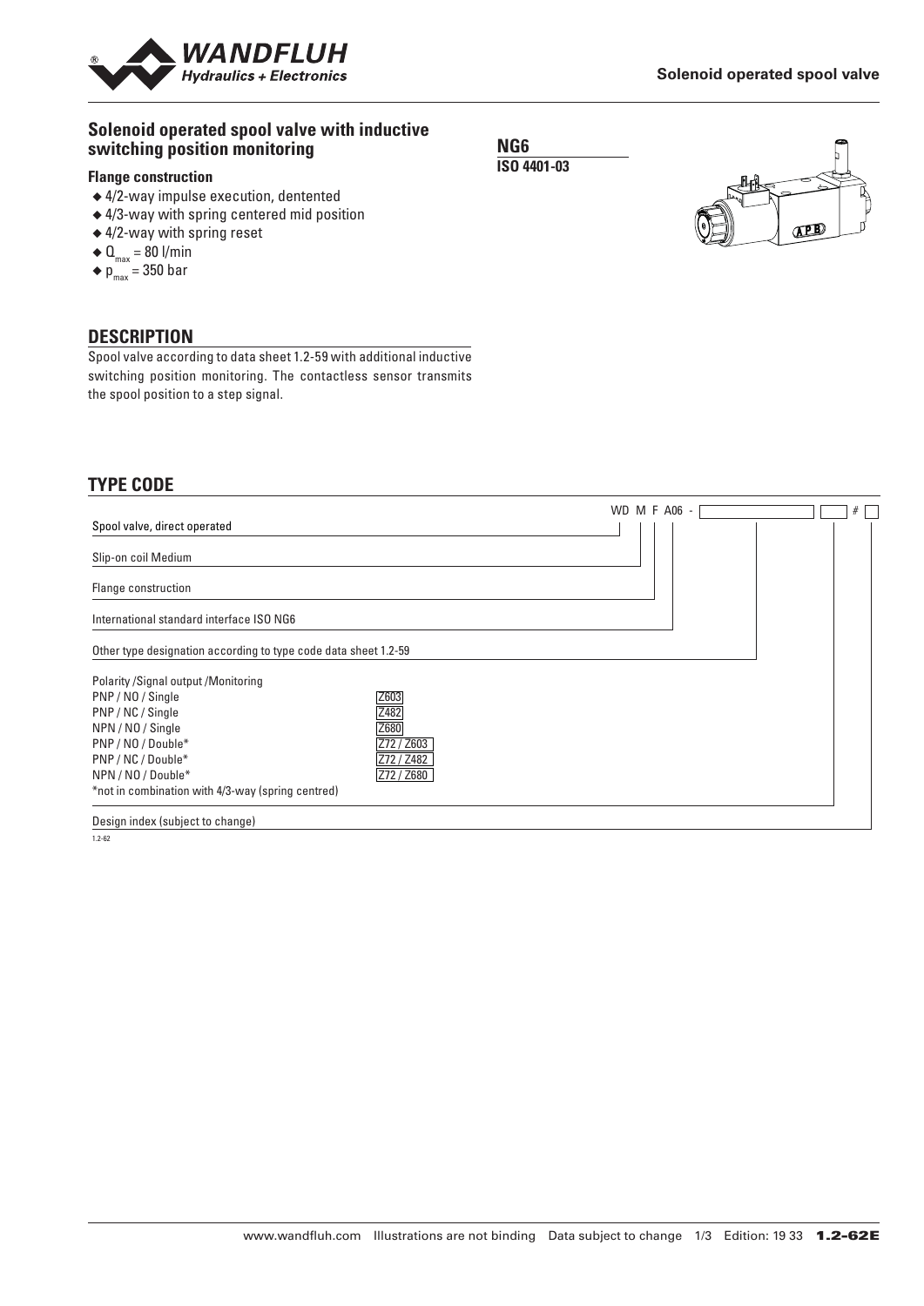# Solenoid operated spool valve with inductive switching position monitoring

**NG6**
**ISO 4401-03**

### Flange construction

- 4/2-way impulse execution, dentented
- 4/3-way with spring centered mid position
- 4/2-way with spring reset
- $Q_{max}$ = 80 l/min
- $p_{max}$ = 350 bar

## DESCRIPTION

Spool valve according to data sheet 1.2-59 with additional inductive switching position monitoring. The contactless sensor transmits the spool position to a step signal.

## TYPE CODE

WD M F A06 - [ ] [ ] # [ ]

- Spool valve, direct operated
- Slip-on coil Medium
- Flange construction
- International standard interface ISO NG6
- Other type designation according to type code data sheet 1.2-59
- Polarity /Signal output /Monitoring

| Polarity /Signal output /Monitoring | |
|---|---|
| PNP / NO / Single | Z603 |
| PNP / NC / Single | Z482 |
| NPN / NO / Single | Z680 |
| PNP / NO / Double* | Z72 / Z603 |
| PNP / NC / Double* | Z72 / Z482 |
| NPN / NO / Double* | Z72 / Z680 |

*not in combination with 4/3-way (spring centred)

- Design index (subject to change)

1.2-62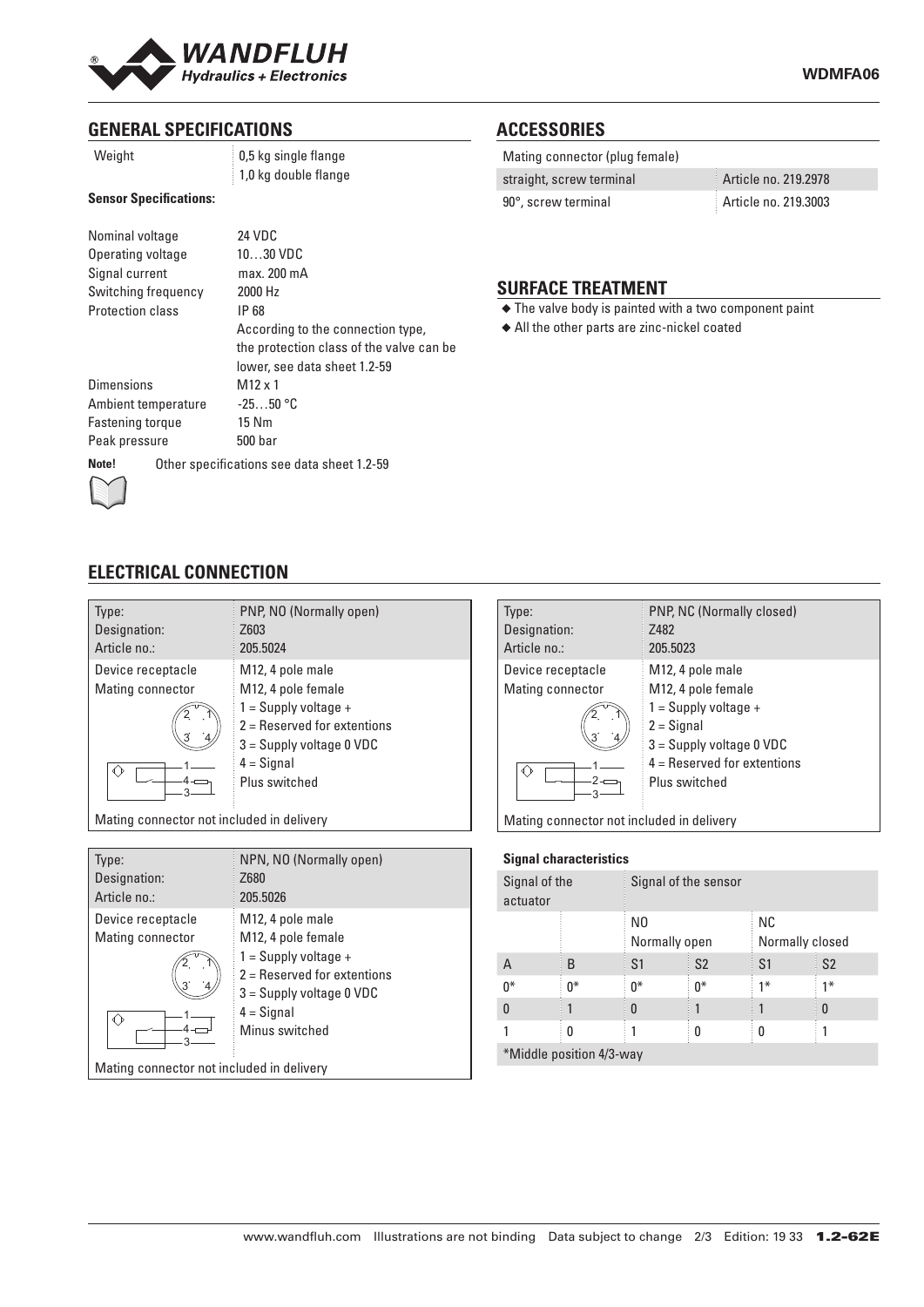## GENERAL SPECIFICATIONS

| | |
|---|---|
| Weight | 0,5 kg single flange<br>1,0 kg double flange |

**Sensor Specifications:**

| | |
|---|---|
| Nominal voltage | 24 VDC |
| Operating voltage | 10…30 VDC |
| Signal current | max. 200 mA |
| Switching frequency | 2000 Hz |
| Protection class | IP 68<br>According to the connection type, the protection class of the valve can be lower, see data sheet 1.2-59 |
| Dimensions | M12 x 1 |
| Ambient temperature | -25…50 °C |
| Fastening torque | 15 Nm |
| Peak pressure | 500 bar |

**Note!** Other specifications see data sheet 1.2-59

## ACCESSORIES

| Mating connector (plug female) | |
|---|---|
| straight, screw terminal | Article no. 219.2978 |
| 90°, screw terminal | Article no. 219.3003 |

## SURFACE TREATMENT

- The valve body is painted with a two component paint
- All the other parts are zinc-nickel coated

## ELECTRICAL CONNECTION

| Type: | PNP, NO (Normally open) |
|---|---|
| Designation: | Z603 |
| Article no.: | 205.5024 |
| Device receptacle | M12, 4 pole male |
| Mating connector | M12, 4 pole female<br>1 = Supply voltage +<br>2 = Reserved for extentions<br>3 = Supply voltage 0 VDC<br>4 = Signal<br>Plus switched |
| Mating connector not included in delivery | |

| Type: | NPN, NO (Normally open) |
|---|---|
| Designation: | Z680 |
| Article no.: | 205.5026 |
| Device receptacle | M12, 4 pole male |
| Mating connector | M12, 4 pole female<br>1 = Supply voltage +<br>2 = Reserved for extentions<br>3 = Supply voltage 0 VDC<br>4 = Signal<br>Minus switched |
| Mating connector not included in delivery | |

| Type: | PNP, NC (Normally closed) |
|---|---|
| Designation: | Z482 |
| Article no.: | 205.5023 |
| Device receptacle | M12, 4 pole male |
| Mating connector | M12, 4 pole female<br>1 = Supply voltage +<br>2 = Signal<br>3 = Supply voltage 0 VDC<br>4 = Reserved for extentions<br>Plus switched |
| Mating connector not included in delivery | |

**Signal characteristics**

| Signal of the actuator | | Signal of the sensor | | | |
|---|---|---|---|---|---|
| | | NO<br>Normally open | | NC<br>Normally closed | |
| A | B | S1 | S2 | S1 | S2 |
| 0* | 0* | 0* | 0* | 1* | 1* |
| 0 | 1 | 0 | 1 | 1 | 0 |
| 1 | 0 | 1 | 0 | 0 | 1 |

*Middle position 4/3-way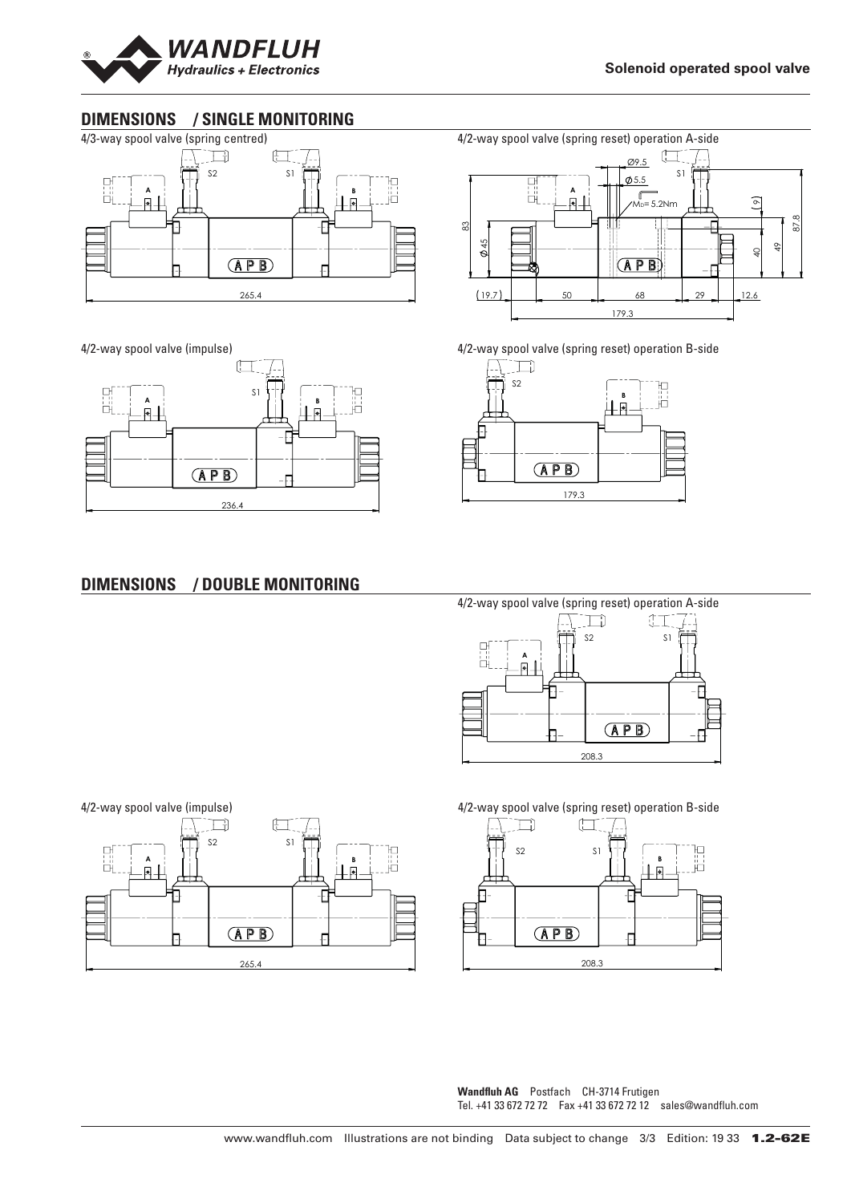## DIMENSIONS / SINGLE MONITORING

4/3-way spool valve (spring centred)

S2
S1
A
B
A P B
265.4

4/2-way spool valve (spring reset) operation A-side

Ø9.5
Ø5.5
$M_D$= 5.2Nm
S1
A
A P B
83
Ø45
(9)
40
49
87.8
(19.7)
50
68
29
12.6
179.3

4/2-way spool valve (impulse)

S1
A
B
A P B
236.4

4/2-way spool valve (spring reset) operation B-side

S2
B
A P B
179.3

## DIMENSIONS / DOUBLE MONITORING

4/2-way spool valve (spring reset) operation A-side

S2
S1
A
A P B
208.3

4/2-way spool valve (impulse)

S2
S1
A
B
A P B
265.4

4/2-way spool valve (spring reset) operation B-side

S2
S1
B
A P B
208.3

**Wandfluh AG** Postfach CH-3714 Frutigen
Tel. +41 33 672 72 72 Fax +41 33 672 72 12 sales@wandfluh.com